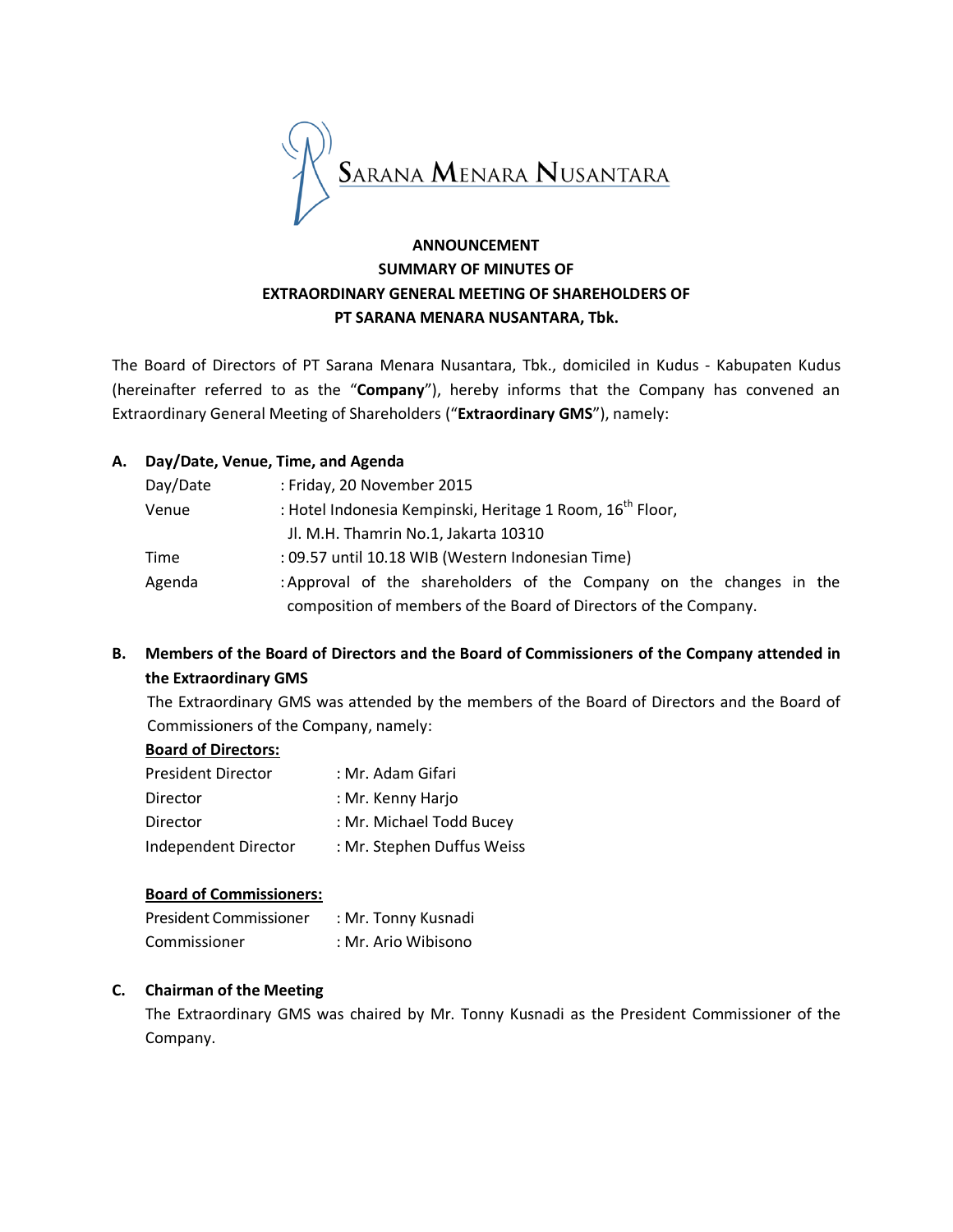SARANA MENARA NUSANTARA

# ANNOUNCEMENT
# SUMMARY OF MINUTES OF
# EXTRAORDINARY GENERAL MEETING OF SHAREHOLDERS OF
# PT SARANA MENARA NUSANTARA, Tbk.

The Board of Directors of PT Sarana Menara Nusantara, Tbk., domiciled in Kudus - Kabupaten Kudus (hereinafter referred to as the "**Company**"), hereby informs that the Company has convened an Extraordinary General Meeting of Shareholders ("**Extraordinary GMS**"), namely:

## A. Day/Date, Venue, Time, and Agenda

| | |
|---|---|
| Day/Date | : Friday, 20 November 2015 |
| Venue | : Hotel Indonesia Kempinski, Heritage 1 Room, 16th Floor, Jl. M.H. Thamrin No.1, Jakarta 10310 |
| Time | : 09.57 until 10.18 WIB (Western Indonesian Time) |
| Agenda | : Approval of the shareholders of the Company on the changes in the composition of members of the Board of Directors of the Company. |

## B. Members of the Board of Directors and the Board of Commissioners of the Company attended in the Extraordinary GMS

The Extraordinary GMS was attended by the members of the Board of Directors and the Board of Commissioners of the Company, namely:

**Board of Directors:**

| | |
|---|---|
| President Director | : Mr. Adam Gifari |
| Director | : Mr. Kenny Harjo |
| Director | : Mr. Michael Todd Bucey |
| Independent Director | : Mr. Stephen Duffus Weiss |

**Board of Commissioners:**

| | |
|---|---|
| President Commissioner | : Mr. Tonny Kusnadi |
| Commissioner | : Mr. Ario Wibisono |

## C. Chairman of the Meeting

The Extraordinary GMS was chaired by Mr. Tonny Kusnadi as the President Commissioner of the Company.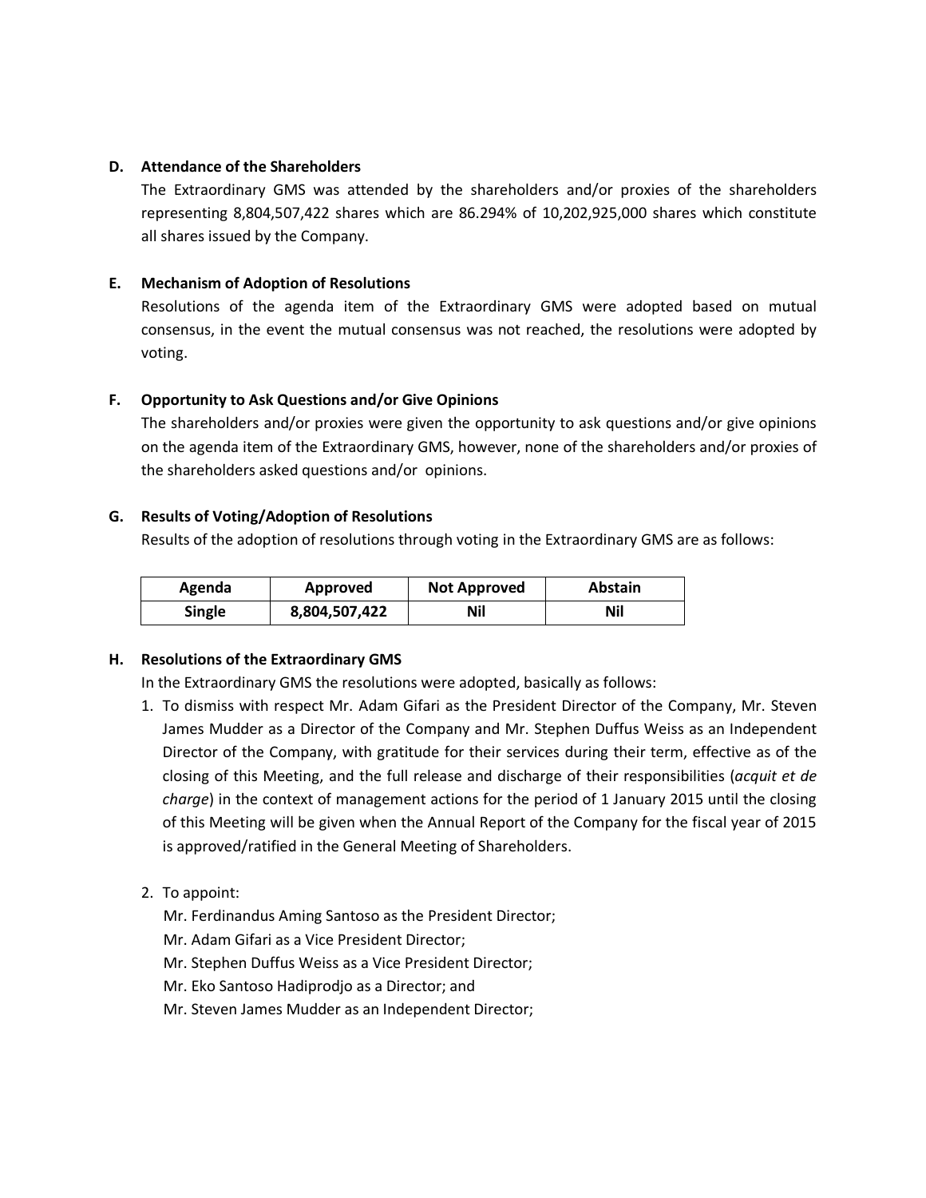**D. Attendance of the Shareholders**

The Extraordinary GMS was attended by the shareholders and/or proxies of the shareholders representing 8,804,507,422 shares which are 86.294% of 10,202,925,000 shares which constitute all shares issued by the Company.

**E. Mechanism of Adoption of Resolutions**

Resolutions of the agenda item of the Extraordinary GMS were adopted based on mutual consensus, in the event the mutual consensus was not reached, the resolutions were adopted by voting.

**F. Opportunity to Ask Questions and/or Give Opinions**

The shareholders and/or proxies were given the opportunity to ask questions and/or give opinions on the agenda item of the Extraordinary GMS, however, none of the shareholders and/or proxies of the shareholders asked questions and/or opinions.

**G. Results of Voting/Adoption of Resolutions**

Results of the adoption of resolutions through voting in the Extraordinary GMS are as follows:

| Agenda | Approved | Not Approved | Abstain |
|---|---|---|---|
| **Single** | **8,804,507,422** | **Nil** | **Nil** |

**H. Resolutions of the Extraordinary GMS**

In the Extraordinary GMS the resolutions were adopted, basically as follows:

1. To dismiss with respect Mr. Adam Gifari as the President Director of the Company, Mr. Steven James Mudder as a Director of the Company and Mr. Stephen Duffus Weiss as an Independent Director of the Company, with gratitude for their services during their term, effective as of the closing of this Meeting, and the full release and discharge of their responsibilities (*acquit et de charge*) in the context of management actions for the period of 1 January 2015 until the closing of this Meeting will be given when the Annual Report of the Company for the fiscal year of 2015 is approved/ratified in the General Meeting of Shareholders.

2. To appoint:

   Mr. Ferdinandus Aming Santoso as the President Director;
   Mr. Adam Gifari as a Vice President Director;
   Mr. Stephen Duffus Weiss as a Vice President Director;
   Mr. Eko Santoso Hadiprodjo as a Director; and
   Mr. Steven James Mudder as an Independent Director;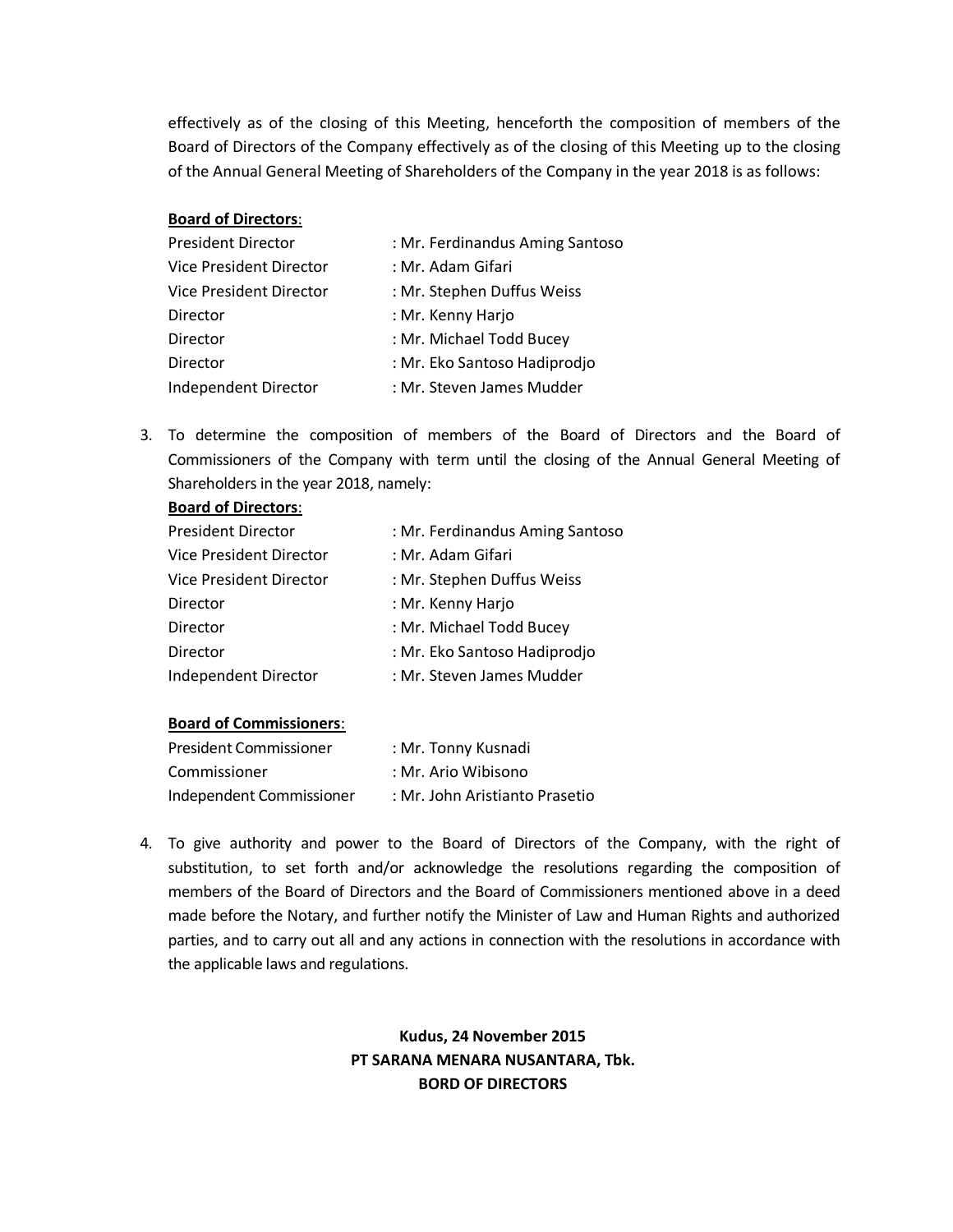effectively as of the closing of this Meeting, henceforth the composition of members of the Board of Directors of the Company effectively as of the closing of this Meeting up to the closing of the Annual General Meeting of Shareholders of the Company in the year 2018 is as follows:

**Board of Directors**:

| | |
|---|---|
| President Director | : Mr. Ferdinandus Aming Santoso |
| Vice President Director | : Mr. Adam Gifari |
| Vice President Director | : Mr. Stephen Duffus Weiss |
| Director | : Mr. Kenny Harjo |
| Director | : Mr. Michael Todd Bucey |
| Director | : Mr. Eko Santoso Hadiprodjo |
| Independent Director | : Mr. Steven James Mudder |

3. To determine the composition of members of the Board of Directors and the Board of Commissioners of the Company with term until the closing of the Annual General Meeting of Shareholders in the year 2018, namely:

**Board of Directors**:

| | |
|---|---|
| President Director | : Mr. Ferdinandus Aming Santoso |
| Vice President Director | : Mr. Adam Gifari |
| Vice President Director | : Mr. Stephen Duffus Weiss |
| Director | : Mr. Kenny Harjo |
| Director | : Mr. Michael Todd Bucey |
| Director | : Mr. Eko Santoso Hadiprodjo |
| Independent Director | : Mr. Steven James Mudder |

**Board of Commissioners**:

| | |
|---|---|
| President Commissioner | : Mr. Tonny Kusnadi |
| Commissioner | : Mr. Ario Wibisono |
| Independent Commissioner | : Mr. John Aristianto Prasetio |

4. To give authority and power to the Board of Directors of the Company, with the right of substitution, to set forth and/or acknowledge the resolutions regarding the composition of members of the Board of Directors and the Board of Commissioners mentioned above in a deed made before the Notary, and further notify the Minister of Law and Human Rights and authorized parties, and to carry out all and any actions in connection with the resolutions in accordance with the applicable laws and regulations.

**Kudus, 24 November 2015**
**PT SARANA MENARA NUSANTARA, Tbk.**
**BORD OF DIRECTORS**